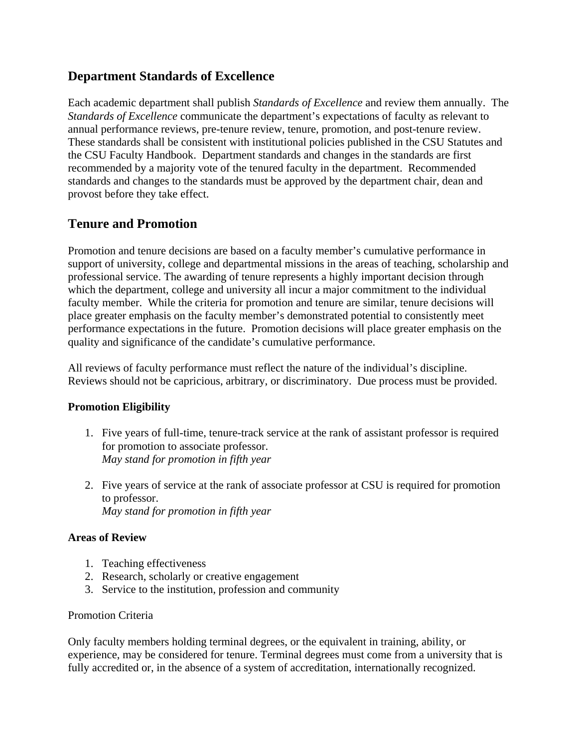## Department Standards of Excellence

Each academic department shall publish *Standards of Excellence* and review them annually. The *Standards of Excellence* communicate the department's expectations of faculty as relevant to annual performance reviews, pre-tenure review, tenure, promotion, and post-tenure review. These standards shall be consistent with institutional policies published in the CSU Statutes and the CSU Faculty Handbook. Department standards and changes in the standards are first recommended by a majority vote of the tenured faculty in the department. Recommended standards and changes to the standards must be approved by the department chair, dean and provost before they take effect.

## Tenure and Promotion

Promotion and tenure decisions are based on a faculty member's cumulative performance in support of university, college and departmental missions in the areas of teaching, scholarship and professional service. The awarding of tenure represents a highly important decision through which the department, college and university all incur a major commitment to the individual faculty member. While the criteria for promotion and tenure are similar, tenure decisions will place greater emphasis on the faculty member's demonstrated potential to consistently meet performance expectations in the future. Promotion decisions will place greater emphasis on the quality and significance of the candidate's cumulative performance.

All reviews of faculty performance must reflect the nature of the individual's discipline. Reviews should not be capricious, arbitrary, or discriminatory. Due process must be provided.

**Promotion Eligibility**

1. Five years of full-time, tenure-track service at the rank of assistant professor is required for promotion to associate professor.
   *May stand for promotion in fifth year*

2. Five years of service at the rank of associate professor at CSU is required for promotion to professor.
   *May stand for promotion in fifth year*

**Areas of Review**

1. Teaching effectiveness
2. Research, scholarly or creative engagement
3. Service to the institution, profession and community

Promotion Criteria

Only faculty members holding terminal degrees, or the equivalent in training, ability, or experience, may be considered for tenure. Terminal degrees must come from a university that is fully accredited or, in the absence of a system of accreditation, internationally recognized.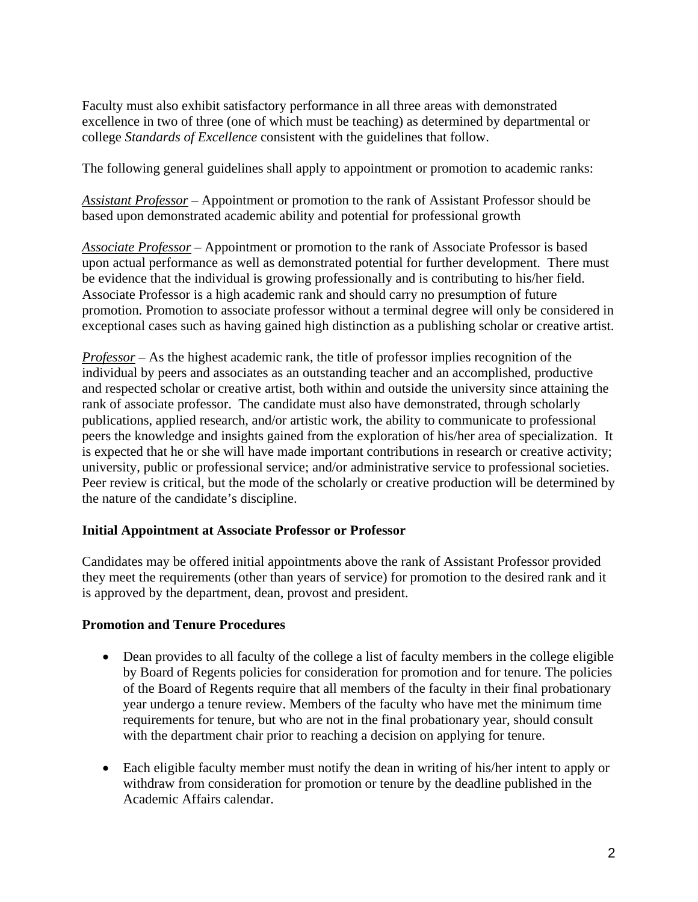Faculty must also exhibit satisfactory performance in all three areas with demonstrated excellence in two of three (one of which must be teaching) as determined by departmental or college *Standards of Excellence* consistent with the guidelines that follow.

The following general guidelines shall apply to appointment or promotion to academic ranks:

*Assistant Professor* – Appointment or promotion to the rank of Assistant Professor should be based upon demonstrated academic ability and potential for professional growth

*Associate Professor* – Appointment or promotion to the rank of Associate Professor is based upon actual performance as well as demonstrated potential for further development. There must be evidence that the individual is growing professionally and is contributing to his/her field. Associate Professor is a high academic rank and should carry no presumption of future promotion. Promotion to associate professor without a terminal degree will only be considered in exceptional cases such as having gained high distinction as a publishing scholar or creative artist.

*Professor* – As the highest academic rank, the title of professor implies recognition of the individual by peers and associates as an outstanding teacher and an accomplished, productive and respected scholar or creative artist, both within and outside the university since attaining the rank of associate professor. The candidate must also have demonstrated, through scholarly publications, applied research, and/or artistic work, the ability to communicate to professional peers the knowledge and insights gained from the exploration of his/her area of specialization. It is expected that he or she will have made important contributions in research or creative activity; university, public or professional service; and/or administrative service to professional societies. Peer review is critical, but the mode of the scholarly or creative production will be determined by the nature of the candidate's discipline.

**Initial Appointment at Associate Professor or Professor**

Candidates may be offered initial appointments above the rank of Assistant Professor provided they meet the requirements (other than years of service) for promotion to the desired rank and it is approved by the department, dean, provost and president.

**Promotion and Tenure Procedures**

- Dean provides to all faculty of the college a list of faculty members in the college eligible by Board of Regents policies for consideration for promotion and for tenure. The policies of the Board of Regents require that all members of the faculty in their final probationary year undergo a tenure review. Members of the faculty who have met the minimum time requirements for tenure, but who are not in the final probationary year, should consult with the department chair prior to reaching a decision on applying for tenure.

- Each eligible faculty member must notify the dean in writing of his/her intent to apply or withdraw from consideration for promotion or tenure by the deadline published in the Academic Affairs calendar.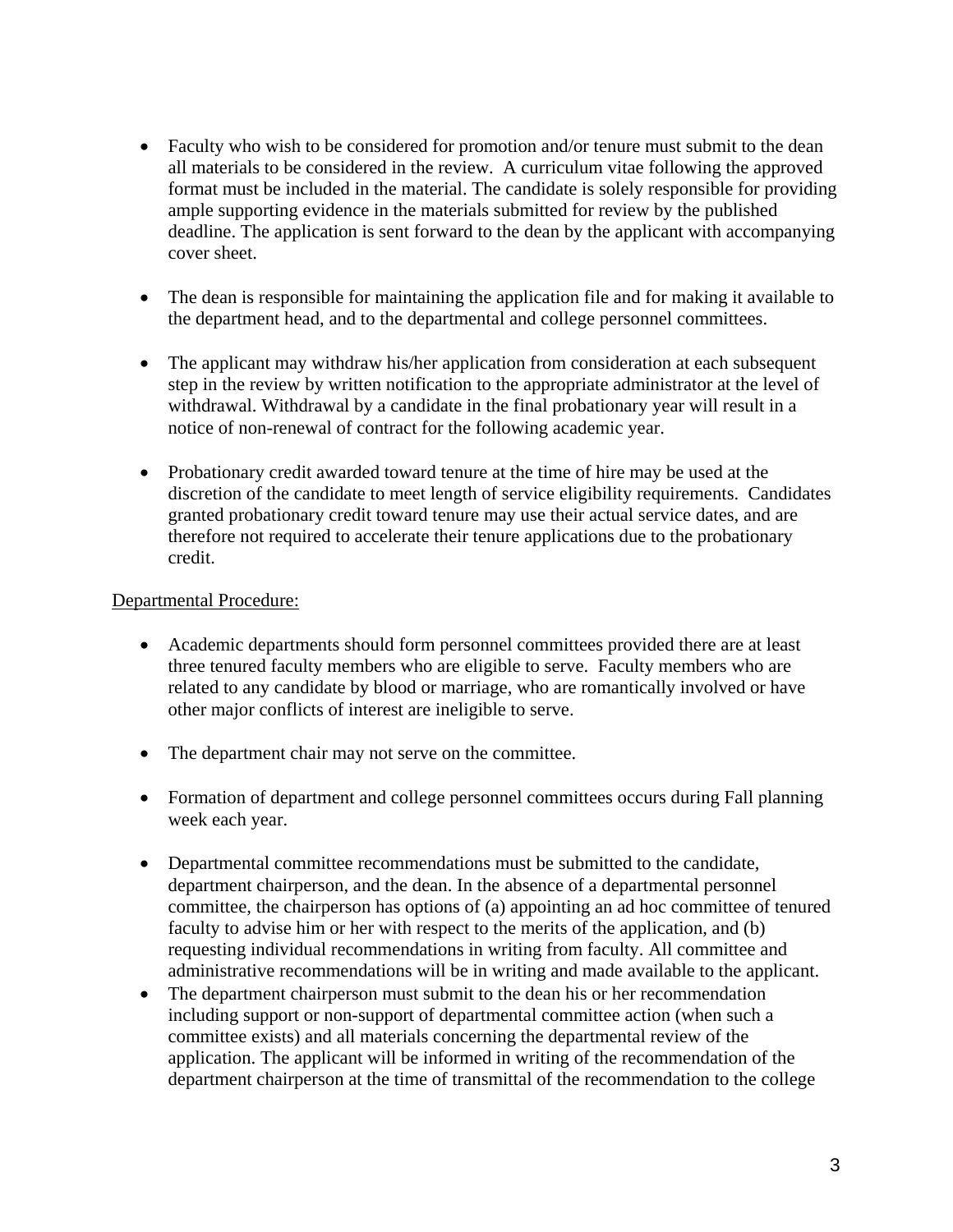- Faculty who wish to be considered for promotion and/or tenure must submit to the dean all materials to be considered in the review. A curriculum vitae following the approved format must be included in the material. The candidate is solely responsible for providing ample supporting evidence in the materials submitted for review by the published deadline. The application is sent forward to the dean by the applicant with accompanying cover sheet.

- The dean is responsible for maintaining the application file and for making it available to the department head, and to the departmental and college personnel committees.

- The applicant may withdraw his/her application from consideration at each subsequent step in the review by written notification to the appropriate administrator at the level of withdrawal. Withdrawal by a candidate in the final probationary year will result in a notice of non-renewal of contract for the following academic year.

- Probationary credit awarded toward tenure at the time of hire may be used at the discretion of the candidate to meet length of service eligibility requirements. Candidates granted probationary credit toward tenure may use their actual service dates, and are therefore not required to accelerate their tenure applications due to the probationary credit.

<u>Departmental Procedure:</u>

- Academic departments should form personnel committees provided there are at least three tenured faculty members who are eligible to serve. Faculty members who are related to any candidate by blood or marriage, who are romantically involved or have other major conflicts of interest are ineligible to serve.

- The department chair may not serve on the committee.

- Formation of department and college personnel committees occurs during Fall planning week each year.

- Departmental committee recommendations must be submitted to the candidate, department chairperson, and the dean. In the absence of a departmental personnel committee, the chairperson has options of (a) appointing an ad hoc committee of tenured faculty to advise him or her with respect to the merits of the application, and (b) requesting individual recommendations in writing from faculty. All committee and administrative recommendations will be in writing and made available to the applicant.
- The department chairperson must submit to the dean his or her recommendation including support or non-support of departmental committee action (when such a committee exists) and all materials concerning the departmental review of the application. The applicant will be informed in writing of the recommendation of the department chairperson at the time of transmittal of the recommendation to the college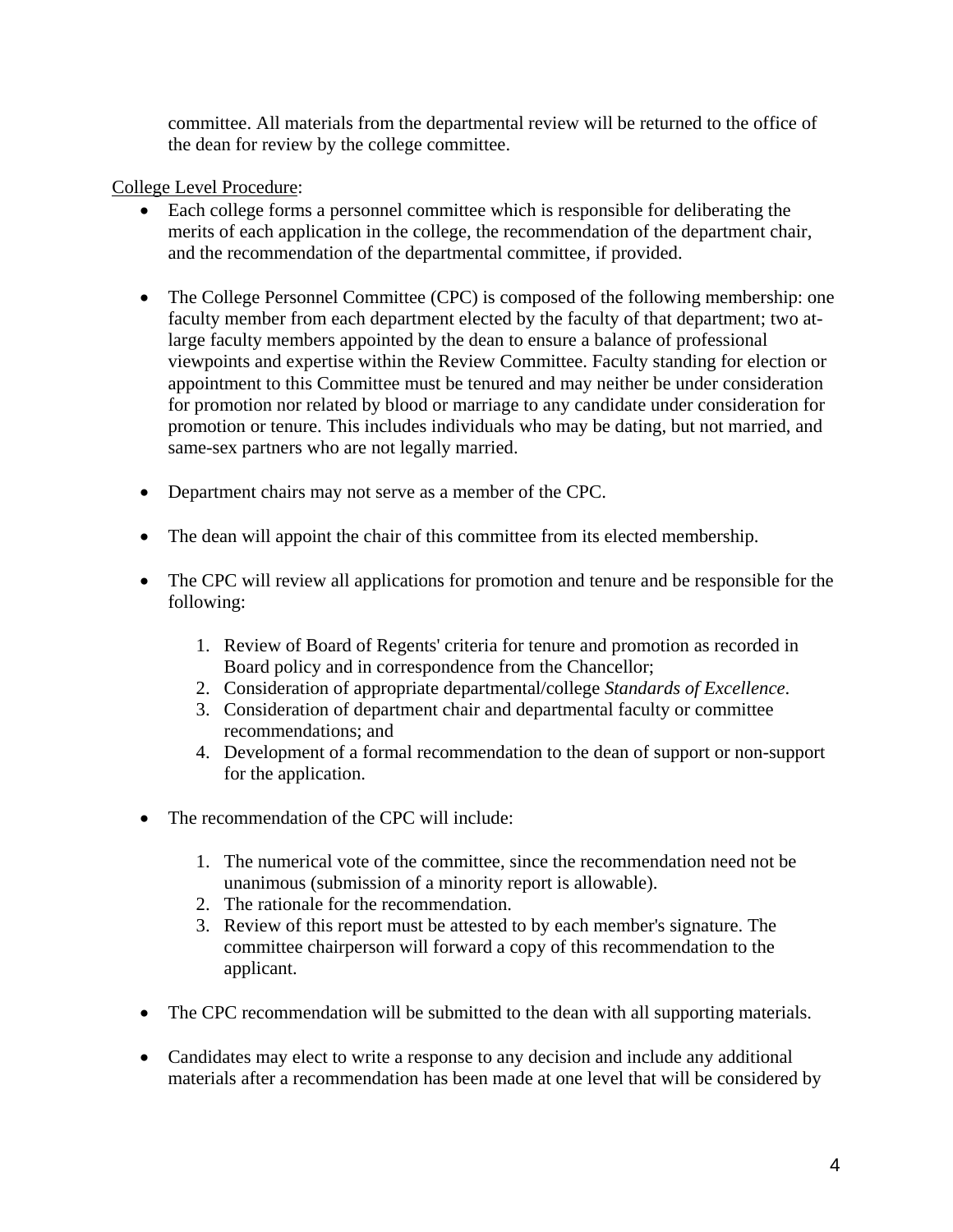committee. All materials from the departmental review will be returned to the office of the dean for review by the college committee.

College Level Procedure:

- Each college forms a personnel committee which is responsible for deliberating the merits of each application in the college, the recommendation of the department chair, and the recommendation of the departmental committee, if provided.

- The College Personnel Committee (CPC) is composed of the following membership: one faculty member from each department elected by the faculty of that department; two at-large faculty members appointed by the dean to ensure a balance of professional viewpoints and expertise within the Review Committee. Faculty standing for election or appointment to this Committee must be tenured and may neither be under consideration for promotion nor related by blood or marriage to any candidate under consideration for promotion or tenure. This includes individuals who may be dating, but not married, and same-sex partners who are not legally married.

- Department chairs may not serve as a member of the CPC.

- The dean will appoint the chair of this committee from its elected membership.

- The CPC will review all applications for promotion and tenure and be responsible for the following:

    1. Review of Board of Regents' criteria for tenure and promotion as recorded in Board policy and in correspondence from the Chancellor;
    2. Consideration of appropriate departmental/college *Standards of Excellence*.
    3. Consideration of department chair and departmental faculty or committee recommendations; and
    4. Development of a formal recommendation to the dean of support or non-support for the application.

- The recommendation of the CPC will include:

    1. The numerical vote of the committee, since the recommendation need not be unanimous (submission of a minority report is allowable).
    2. The rationale for the recommendation.
    3. Review of this report must be attested to by each member's signature. The committee chairperson will forward a copy of this recommendation to the applicant.

- The CPC recommendation will be submitted to the dean with all supporting materials.

- Candidates may elect to write a response to any decision and include any additional materials after a recommendation has been made at one level that will be considered by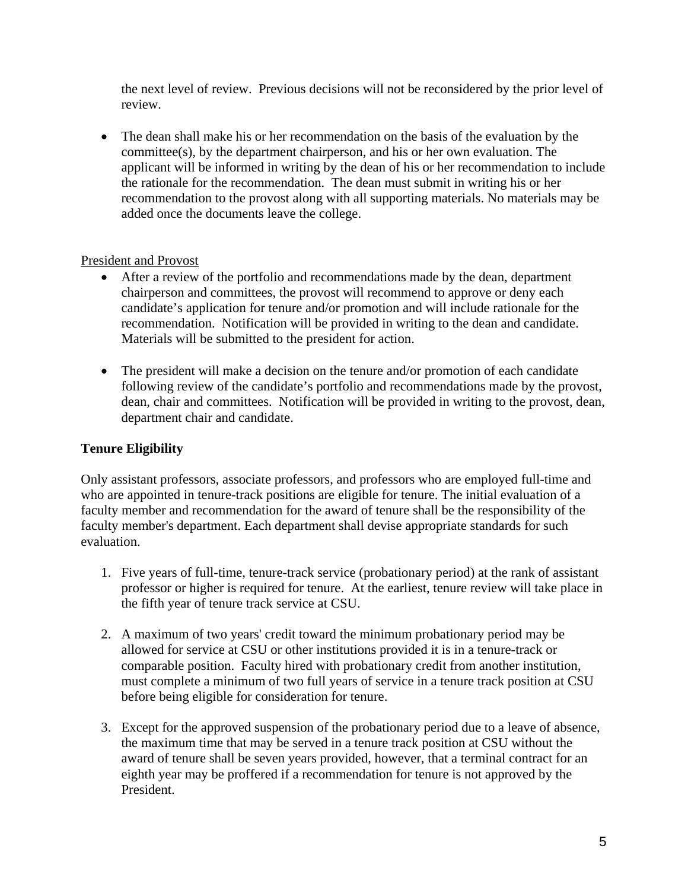the next level of review. Previous decisions will not be reconsidered by the prior level of review.

- The dean shall make his or her recommendation on the basis of the evaluation by the committee(s), by the department chairperson, and his or her own evaluation. The applicant will be informed in writing by the dean of his or her recommendation to include the rationale for the recommendation. The dean must submit in writing his or her recommendation to the provost along with all supporting materials. No materials may be added once the documents leave the college.

<u>President and Provost</u>

- After a review of the portfolio and recommendations made by the dean, department chairperson and committees, the provost will recommend to approve or deny each candidate's application for tenure and/or promotion and will include rationale for the recommendation. Notification will be provided in writing to the dean and candidate. Materials will be submitted to the president for action.

- The president will make a decision on the tenure and/or promotion of each candidate following review of the candidate's portfolio and recommendations made by the provost, dean, chair and committees. Notification will be provided in writing to the provost, dean, department chair and candidate.

**Tenure Eligibility**

Only assistant professors, associate professors, and professors who are employed full-time and who are appointed in tenure-track positions are eligible for tenure. The initial evaluation of a faculty member and recommendation for the award of tenure shall be the responsibility of the faculty member's department. Each department shall devise appropriate standards for such evaluation.

1. Five years of full-time, tenure-track service (probationary period) at the rank of assistant professor or higher is required for tenure. At the earliest, tenure review will take place in the fifth year of tenure track service at CSU.

2. A maximum of two years' credit toward the minimum probationary period may be allowed for service at CSU or other institutions provided it is in a tenure-track or comparable position. Faculty hired with probationary credit from another institution, must complete a minimum of two full years of service in a tenure track position at CSU before being eligible for consideration for tenure.

3. Except for the approved suspension of the probationary period due to a leave of absence, the maximum time that may be served in a tenure track position at CSU without the award of tenure shall be seven years provided, however, that a terminal contract for an eighth year may be proffered if a recommendation for tenure is not approved by the President.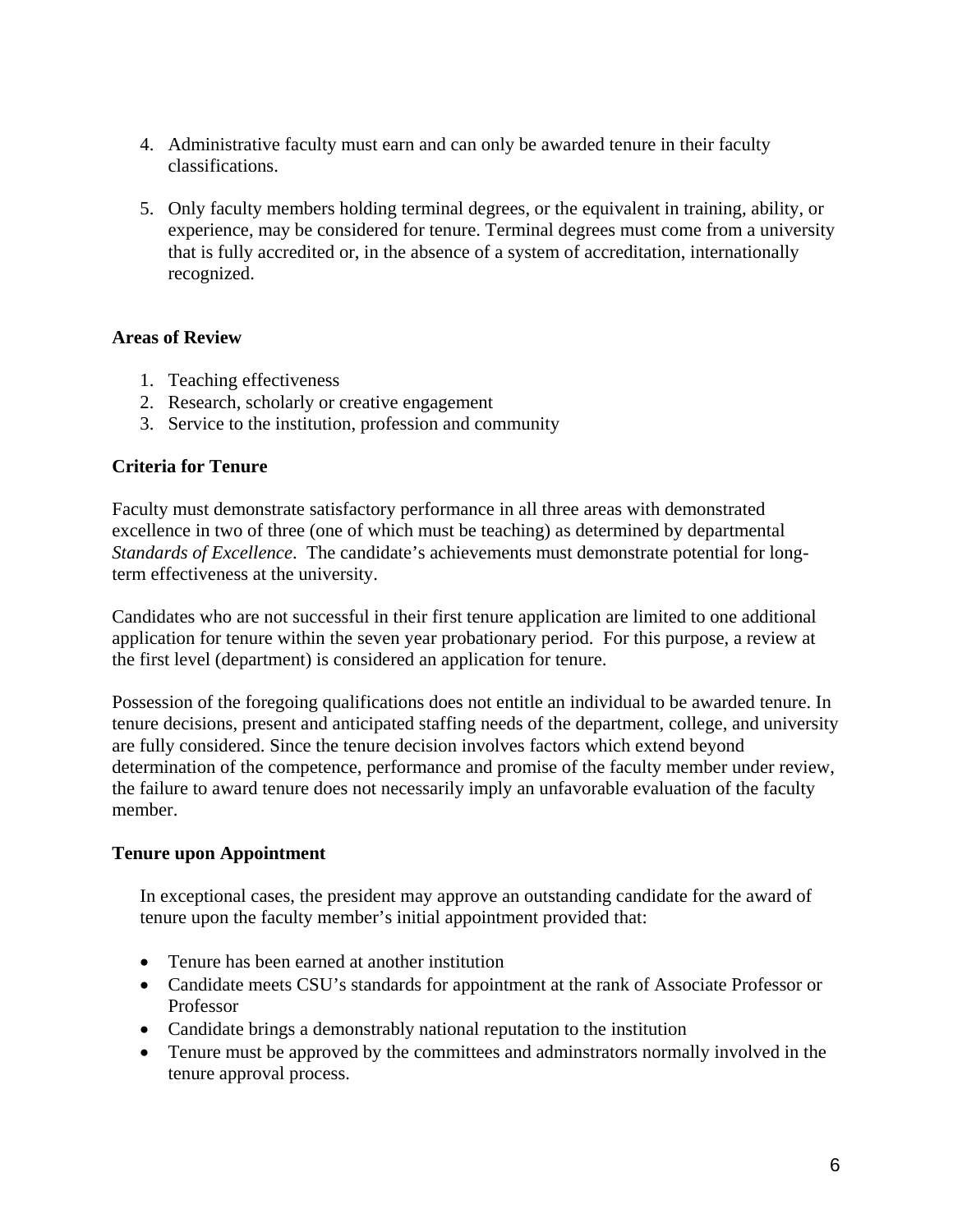4. Administrative faculty must earn and can only be awarded tenure in their faculty classifications.

5. Only faculty members holding terminal degrees, or the equivalent in training, ability, or experience, may be considered for tenure. Terminal degrees must come from a university that is fully accredited or, in the absence of a system of accreditation, internationally recognized.

**Areas of Review**

1. Teaching effectiveness
2. Research, scholarly or creative engagement
3. Service to the institution, profession and community

**Criteria for Tenure**

Faculty must demonstrate satisfactory performance in all three areas with demonstrated excellence in two of three (one of which must be teaching) as determined by departmental *Standards of Excellence*. The candidate's achievements must demonstrate potential for long-term effectiveness at the university.

Candidates who are not successful in their first tenure application are limited to one additional application for tenure within the seven year probationary period. For this purpose, a review at the first level (department) is considered an application for tenure.

Possession of the foregoing qualifications does not entitle an individual to be awarded tenure. In tenure decisions, present and anticipated staffing needs of the department, college, and university are fully considered. Since the tenure decision involves factors which extend beyond determination of the competence, performance and promise of the faculty member under review, the failure to award tenure does not necessarily imply an unfavorable evaluation of the faculty member.

**Tenure upon Appointment**

In exceptional cases, the president may approve an outstanding candidate for the award of tenure upon the faculty member's initial appointment provided that:

- Tenure has been earned at another institution
- Candidate meets CSU's standards for appointment at the rank of Associate Professor or Professor
- Candidate brings a demonstrably national reputation to the institution
- Tenure must be approved by the committees and adminstrators normally involved in the tenure approval process.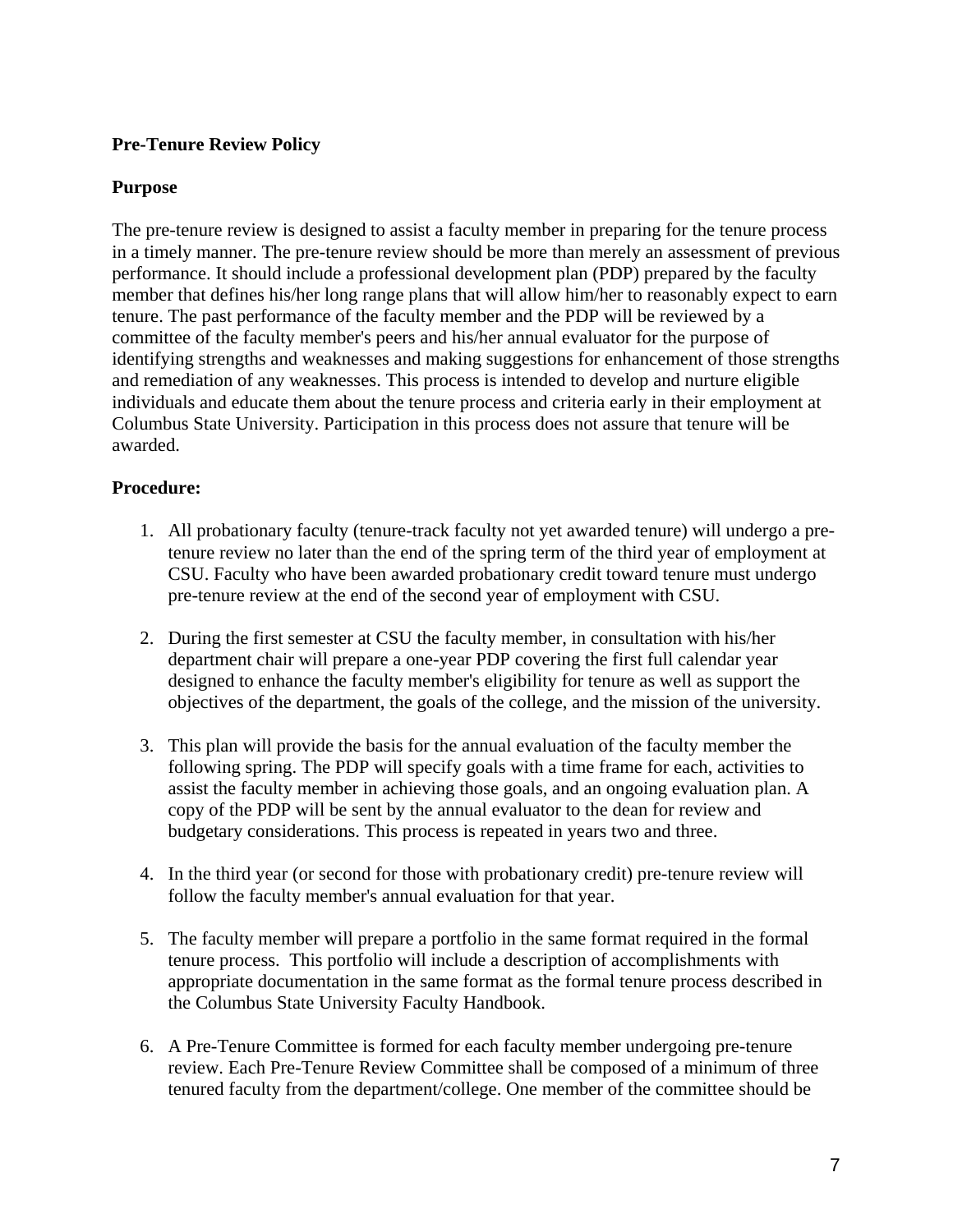**Pre-Tenure Review Policy**

**Purpose**

The pre-tenure review is designed to assist a faculty member in preparing for the tenure process in a timely manner. The pre-tenure review should be more than merely an assessment of previous performance. It should include a professional development plan (PDP) prepared by the faculty member that defines his/her long range plans that will allow him/her to reasonably expect to earn tenure. The past performance of the faculty member and the PDP will be reviewed by a committee of the faculty member's peers and his/her annual evaluator for the purpose of identifying strengths and weaknesses and making suggestions for enhancement of those strengths and remediation of any weaknesses. This process is intended to develop and nurture eligible individuals and educate them about the tenure process and criteria early in their employment at Columbus State University. Participation in this process does not assure that tenure will be awarded.

**Procedure:**

1. All probationary faculty (tenure-track faculty not yet awarded tenure) will undergo a pre-tenure review no later than the end of the spring term of the third year of employment at CSU. Faculty who have been awarded probationary credit toward tenure must undergo pre-tenure review at the end of the second year of employment with CSU.

2. During the first semester at CSU the faculty member, in consultation with his/her department chair will prepare a one-year PDP covering the first full calendar year designed to enhance the faculty member's eligibility for tenure as well as support the objectives of the department, the goals of the college, and the mission of the university.

3. This plan will provide the basis for the annual evaluation of the faculty member the following spring. The PDP will specify goals with a time frame for each, activities to assist the faculty member in achieving those goals, and an ongoing evaluation plan. A copy of the PDP will be sent by the annual evaluator to the dean for review and budgetary considerations. This process is repeated in years two and three.

4. In the third year (or second for those with probationary credit) pre-tenure review will follow the faculty member's annual evaluation for that year.

5. The faculty member will prepare a portfolio in the same format required in the formal tenure process. This portfolio will include a description of accomplishments with appropriate documentation in the same format as the formal tenure process described in the Columbus State University Faculty Handbook.

6. A Pre-Tenure Committee is formed for each faculty member undergoing pre-tenure review. Each Pre-Tenure Review Committee shall be composed of a minimum of three tenured faculty from the department/college. One member of the committee should be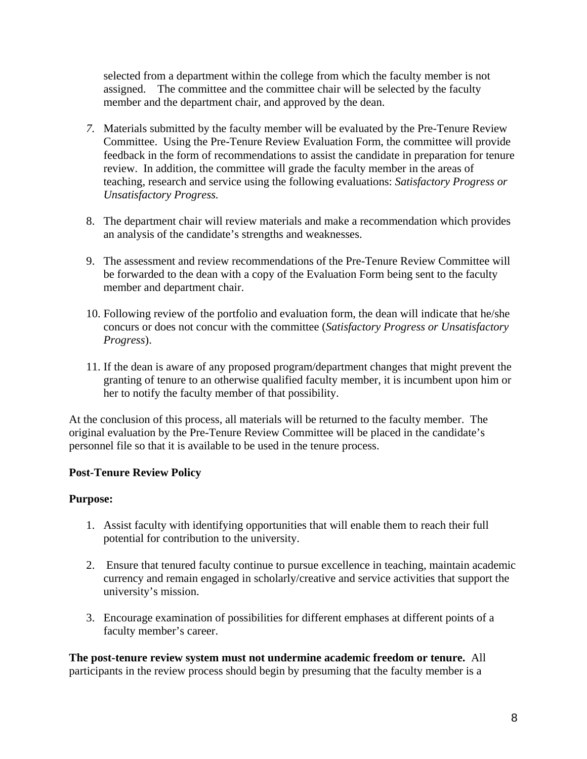selected from a department within the college from which the faculty member is not assigned. The committee and the committee chair will be selected by the faculty member and the department chair, and approved by the dean.

7. Materials submitted by the faculty member will be evaluated by the Pre-Tenure Review Committee. Using the Pre-Tenure Review Evaluation Form, the committee will provide feedback in the form of recommendations to assist the candidate in preparation for tenure review. In addition, the committee will grade the faculty member in the areas of teaching, research and service using the following evaluations: *Satisfactory Progress or Unsatisfactory Progress.*

8. The department chair will review materials and make a recommendation which provides an analysis of the candidate's strengths and weaknesses.

9. The assessment and review recommendations of the Pre-Tenure Review Committee will be forwarded to the dean with a copy of the Evaluation Form being sent to the faculty member and department chair.

10. Following review of the portfolio and evaluation form, the dean will indicate that he/she concurs or does not concur with the committee (*Satisfactory Progress or Unsatisfactory Progress*).

11. If the dean is aware of any proposed program/department changes that might prevent the granting of tenure to an otherwise qualified faculty member, it is incumbent upon him or her to notify the faculty member of that possibility.

At the conclusion of this process, all materials will be returned to the faculty member. The original evaluation by the Pre-Tenure Review Committee will be placed in the candidate's personnel file so that it is available to be used in the tenure process.

**Post-Tenure Review Policy**

**Purpose:**

1. Assist faculty with identifying opportunities that will enable them to reach their full potential for contribution to the university.

2. Ensure that tenured faculty continue to pursue excellence in teaching, maintain academic currency and remain engaged in scholarly/creative and service activities that support the university's mission.

3. Encourage examination of possibilities for different emphases at different points of a faculty member's career.

**The post-tenure review system must not undermine academic freedom or tenure.** All participants in the review process should begin by presuming that the faculty member is a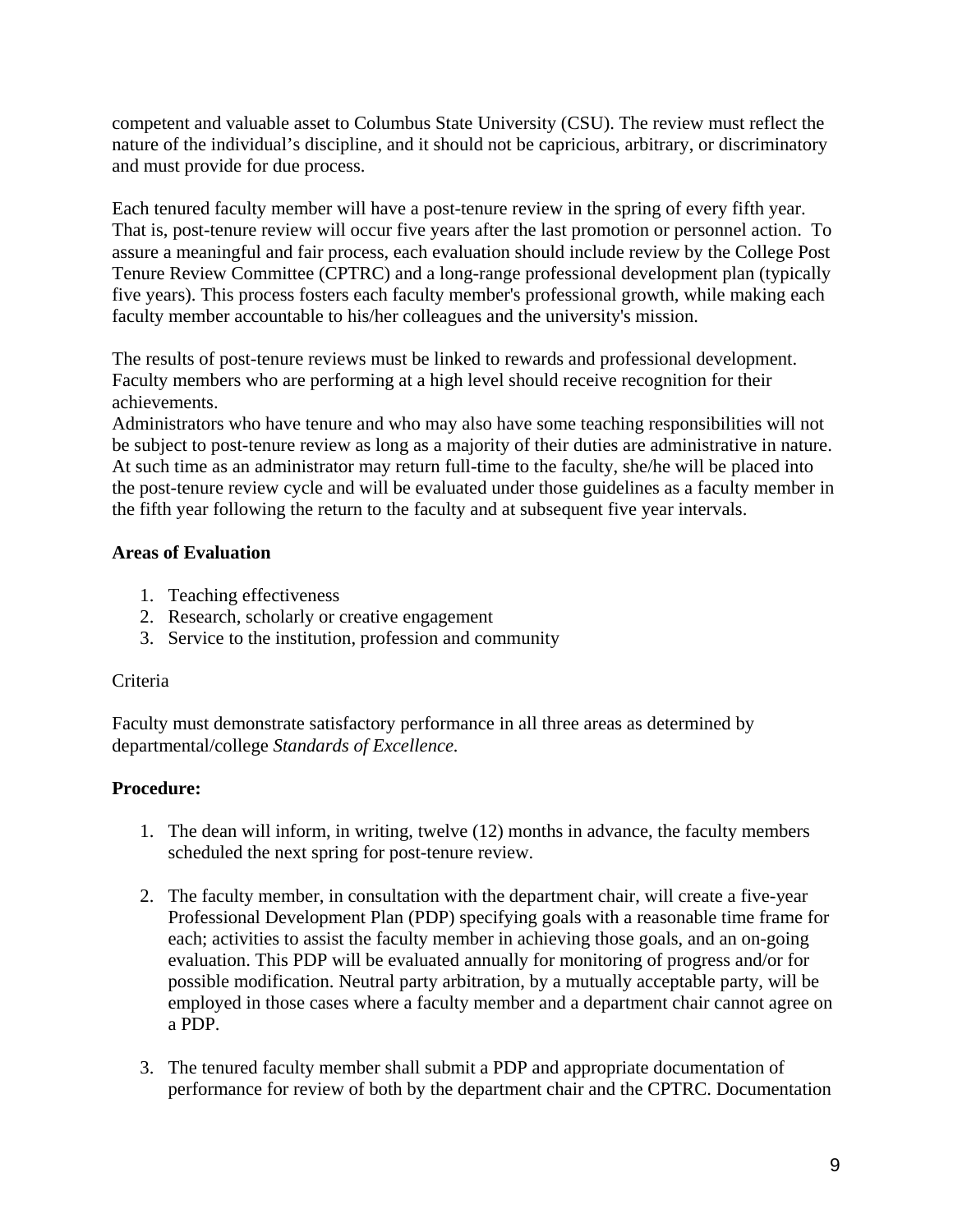competent and valuable asset to Columbus State University (CSU). The review must reflect the nature of the individual's discipline, and it should not be capricious, arbitrary, or discriminatory and must provide for due process.

Each tenured faculty member will have a post-tenure review in the spring of every fifth year. That is, post-tenure review will occur five years after the last promotion or personnel action. To assure a meaningful and fair process, each evaluation should include review by the College Post Tenure Review Committee (CPTRC) and a long-range professional development plan (typically five years). This process fosters each faculty member's professional growth, while making each faculty member accountable to his/her colleagues and the university's mission.

The results of post-tenure reviews must be linked to rewards and professional development. Faculty members who are performing at a high level should receive recognition for their achievements.

Administrators who have tenure and who may also have some teaching responsibilities will not be subject to post-tenure review as long as a majority of their duties are administrative in nature. At such time as an administrator may return full-time to the faculty, she/he will be placed into the post-tenure review cycle and will be evaluated under those guidelines as a faculty member in the fifth year following the return to the faculty and at subsequent five year intervals.

**Areas of Evaluation**

1. Teaching effectiveness
2. Research, scholarly or creative engagement
3. Service to the institution, profession and community

Criteria

Faculty must demonstrate satisfactory performance in all three areas as determined by departmental/college *Standards of Excellence.*

**Procedure:**

1. The dean will inform, in writing, twelve (12) months in advance, the faculty members scheduled the next spring for post-tenure review.

2. The faculty member, in consultation with the department chair, will create a five-year Professional Development Plan (PDP) specifying goals with a reasonable time frame for each; activities to assist the faculty member in achieving those goals, and an on-going evaluation. This PDP will be evaluated annually for monitoring of progress and/or for possible modification. Neutral party arbitration, by a mutually acceptable party, will be employed in those cases where a faculty member and a department chair cannot agree on a PDP.

3. The tenured faculty member shall submit a PDP and appropriate documentation of performance for review of both by the department chair and the CPTRC. Documentation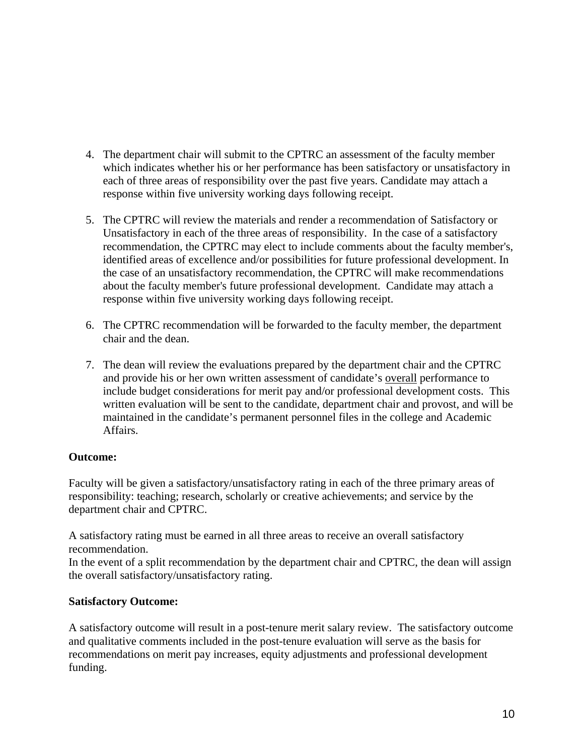4. The department chair will submit to the CPTRC an assessment of the faculty member which indicates whether his or her performance has been satisfactory or unsatisfactory in each of three areas of responsibility over the past five years. Candidate may attach a response within five university working days following receipt.

5. The CPTRC will review the materials and render a recommendation of Satisfactory or Unsatisfactory in each of the three areas of responsibility. In the case of a satisfactory recommendation, the CPTRC may elect to include comments about the faculty member's, identified areas of excellence and/or possibilities for future professional development. In the case of an unsatisfactory recommendation, the CPTRC will make recommendations about the faculty member's future professional development. Candidate may attach a response within five university working days following receipt.

6. The CPTRC recommendation will be forwarded to the faculty member, the department chair and the dean.

7. The dean will review the evaluations prepared by the department chair and the CPTRC and provide his or her own written assessment of candidate's <u>overall</u> performance to include budget considerations for merit pay and/or professional development costs. This written evaluation will be sent to the candidate, department chair and provost, and will be maintained in the candidate's permanent personnel files in the college and Academic Affairs.

**Outcome:**

Faculty will be given a satisfactory/unsatisfactory rating in each of the three primary areas of responsibility: teaching; research, scholarly or creative achievements; and service by the department chair and CPTRC.

A satisfactory rating must be earned in all three areas to receive an overall satisfactory recommendation.
In the event of a split recommendation by the department chair and CPTRC, the dean will assign the overall satisfactory/unsatisfactory rating.

**Satisfactory Outcome:**

A satisfactory outcome will result in a post-tenure merit salary review. The satisfactory outcome and qualitative comments included in the post-tenure evaluation will serve as the basis for recommendations on merit pay increases, equity adjustments and professional development funding.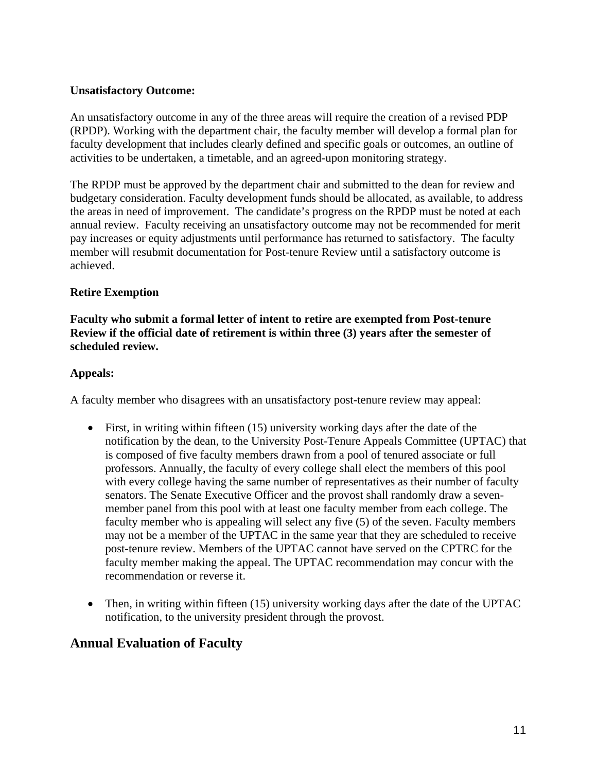**Unsatisfactory Outcome:**

An unsatisfactory outcome in any of the three areas will require the creation of a revised PDP (RPDP). Working with the department chair, the faculty member will develop a formal plan for faculty development that includes clearly defined and specific goals or outcomes, an outline of activities to be undertaken, a timetable, and an agreed-upon monitoring strategy.

The RPDP must be approved by the department chair and submitted to the dean for review and budgetary consideration. Faculty development funds should be allocated, as available, to address the areas in need of improvement. The candidate's progress on the RPDP must be noted at each annual review. Faculty receiving an unsatisfactory outcome may not be recommended for merit pay increases or equity adjustments until performance has returned to satisfactory. The faculty member will resubmit documentation for Post-tenure Review until a satisfactory outcome is achieved.

**Retire Exemption**

**Faculty who submit a formal letter of intent to retire are exempted from Post-tenure Review if the official date of retirement is within three (3) years after the semester of scheduled review.**

**Appeals:**

A faculty member who disagrees with an unsatisfactory post-tenure review may appeal:

- First, in writing within fifteen (15) university working days after the date of the notification by the dean, to the University Post-Tenure Appeals Committee (UPTAC) that is composed of five faculty members drawn from a pool of tenured associate or full professors. Annually, the faculty of every college shall elect the members of this pool with every college having the same number of representatives as their number of faculty senators. The Senate Executive Officer and the provost shall randomly draw a seven-member panel from this pool with at least one faculty member from each college. The faculty member who is appealing will select any five (5) of the seven. Faculty members may not be a member of the UPTAC in the same year that they are scheduled to receive post-tenure review. Members of the UPTAC cannot have served on the CPTRC for the faculty member making the appeal. The UPTAC recommendation may concur with the recommendation or reverse it.

- Then, in writing within fifteen (15) university working days after the date of the UPTAC notification, to the university president through the provost.

## Annual Evaluation of Faculty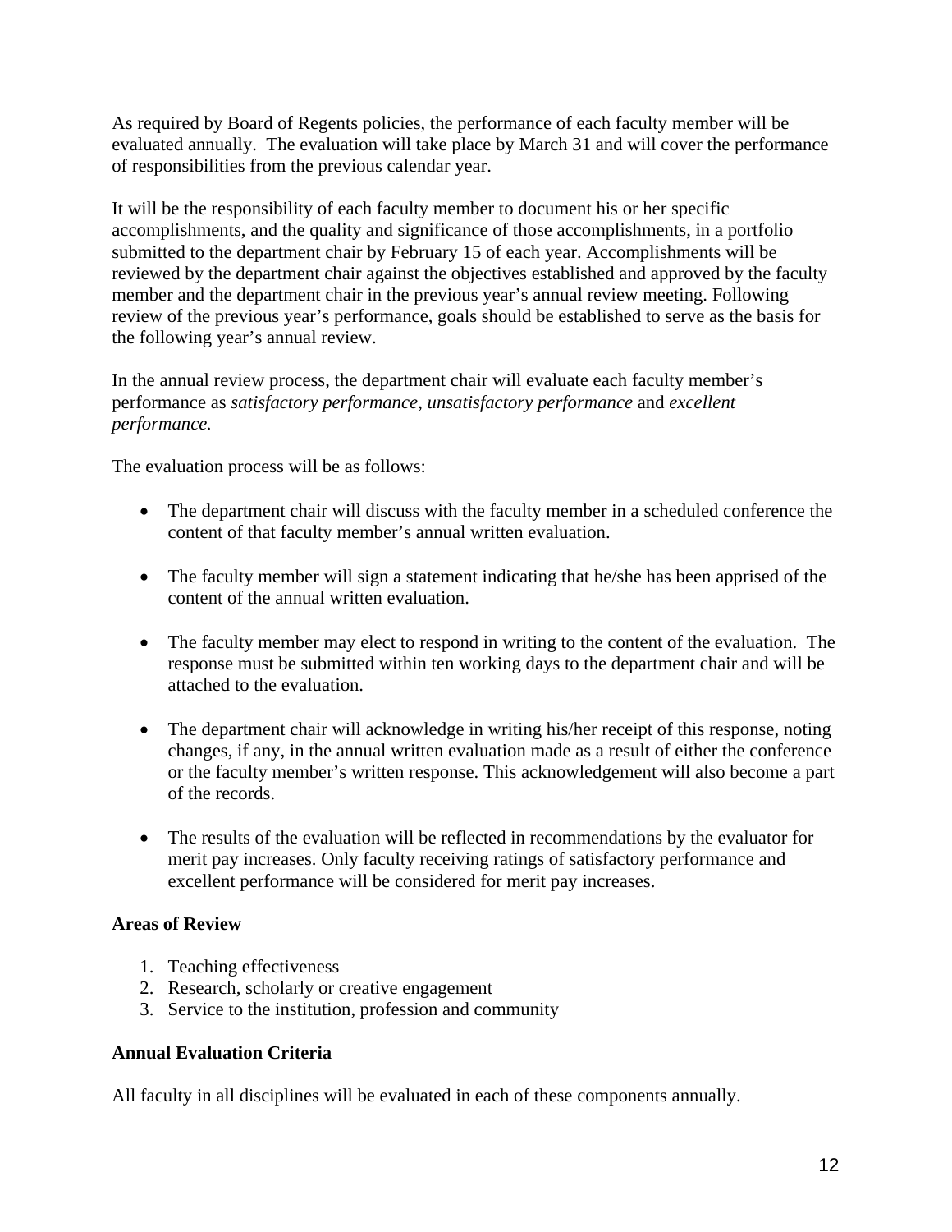As required by Board of Regents policies, the performance of each faculty member will be evaluated annually. The evaluation will take place by March 31 and will cover the performance of responsibilities from the previous calendar year.

It will be the responsibility of each faculty member to document his or her specific accomplishments, and the quality and significance of those accomplishments, in a portfolio submitted to the department chair by February 15 of each year. Accomplishments will be reviewed by the department chair against the objectives established and approved by the faculty member and the department chair in the previous year's annual review meeting. Following review of the previous year's performance, goals should be established to serve as the basis for the following year's annual review.

In the annual review process, the department chair will evaluate each faculty member's performance as *satisfactory performance*, *unsatisfactory performance* and *excellent performance.*

The evaluation process will be as follows:

- The department chair will discuss with the faculty member in a scheduled conference the content of that faculty member's annual written evaluation.
- The faculty member will sign a statement indicating that he/she has been apprised of the content of the annual written evaluation.
- The faculty member may elect to respond in writing to the content of the evaluation. The response must be submitted within ten working days to the department chair and will be attached to the evaluation.
- The department chair will acknowledge in writing his/her receipt of this response, noting changes, if any, in the annual written evaluation made as a result of either the conference or the faculty member's written response. This acknowledgement will also become a part of the records.
- The results of the evaluation will be reflected in recommendations by the evaluator for merit pay increases. Only faculty receiving ratings of satisfactory performance and excellent performance will be considered for merit pay increases.

**Areas of Review**

1. Teaching effectiveness
2. Research, scholarly or creative engagement
3. Service to the institution, profession and community

**Annual Evaluation Criteria**

All faculty in all disciplines will be evaluated in each of these components annually.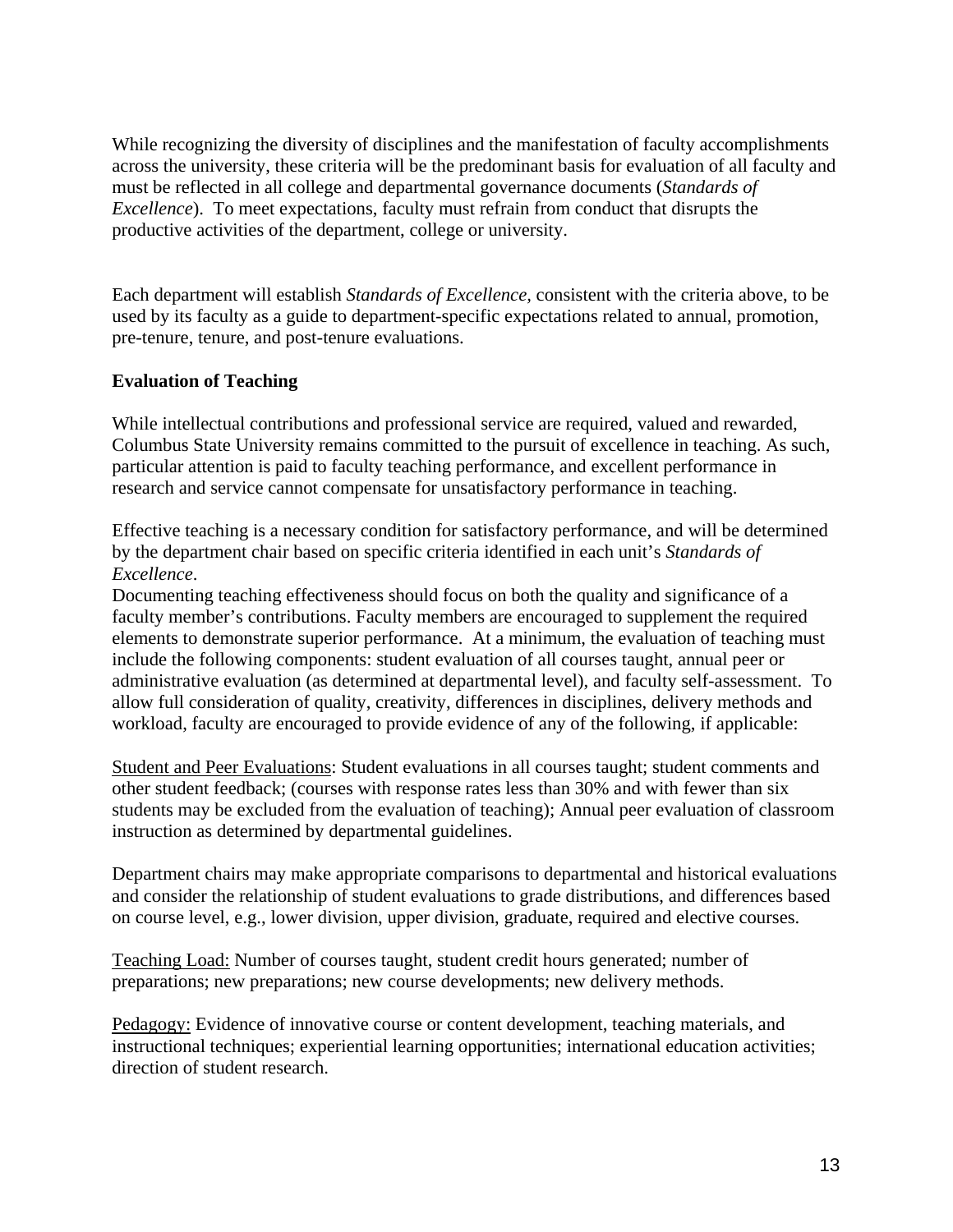While recognizing the diversity of disciplines and the manifestation of faculty accomplishments across the university, these criteria will be the predominant basis for evaluation of all faculty and must be reflected in all college and departmental governance documents (*Standards of Excellence*). To meet expectations, faculty must refrain from conduct that disrupts the productive activities of the department, college or university.

Each department will establish *Standards of Excellence*, consistent with the criteria above, to be used by its faculty as a guide to department-specific expectations related to annual, promotion, pre-tenure, tenure, and post-tenure evaluations.

**Evaluation of Teaching**

While intellectual contributions and professional service are required, valued and rewarded, Columbus State University remains committed to the pursuit of excellence in teaching. As such, particular attention is paid to faculty teaching performance, and excellent performance in research and service cannot compensate for unsatisfactory performance in teaching.

Effective teaching is a necessary condition for satisfactory performance, and will be determined by the department chair based on specific criteria identified in each unit's *Standards of Excellence*.
Documenting teaching effectiveness should focus on both the quality and significance of a faculty member's contributions. Faculty members are encouraged to supplement the required elements to demonstrate superior performance. At a minimum, the evaluation of teaching must include the following components: student evaluation of all courses taught, annual peer or administrative evaluation (as determined at departmental level), and faculty self-assessment. To allow full consideration of quality, creativity, differences in disciplines, delivery methods and workload, faculty are encouraged to provide evidence of any of the following, if applicable:

<u>Student and Peer Evaluations</u>: Student evaluations in all courses taught; student comments and other student feedback; (courses with response rates less than 30% and with fewer than six students may be excluded from the evaluation of teaching); Annual peer evaluation of classroom instruction as determined by departmental guidelines.

Department chairs may make appropriate comparisons to departmental and historical evaluations and consider the relationship of student evaluations to grade distributions, and differences based on course level, e.g., lower division, upper division, graduate, required and elective courses.

<u>Teaching Load:</u> Number of courses taught, student credit hours generated; number of preparations; new preparations; new course developments; new delivery methods.

<u>Pedagogy:</u> Evidence of innovative course or content development, teaching materials, and instructional techniques; experiential learning opportunities; international education activities; direction of student research.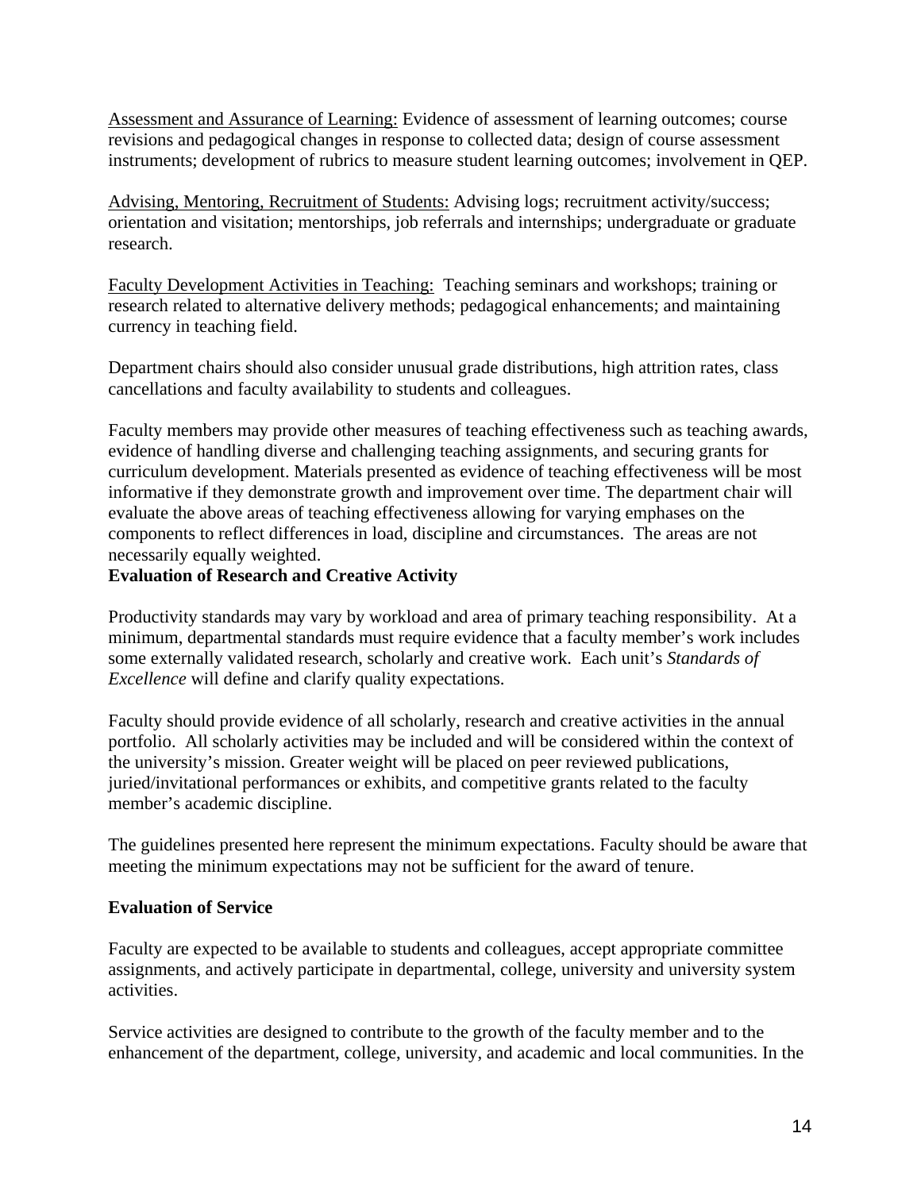Assessment and Assurance of Learning: Evidence of assessment of learning outcomes; course revisions and pedagogical changes in response to collected data; design of course assessment instruments; development of rubrics to measure student learning outcomes; involvement in QEP.

Advising, Mentoring, Recruitment of Students: Advising logs; recruitment activity/success; orientation and visitation; mentorships, job referrals and internships; undergraduate or graduate research.

Faculty Development Activities in Teaching: Teaching seminars and workshops; training or research related to alternative delivery methods; pedagogical enhancements; and maintaining currency in teaching field.

Department chairs should also consider unusual grade distributions, high attrition rates, class cancellations and faculty availability to students and colleagues.

Faculty members may provide other measures of teaching effectiveness such as teaching awards, evidence of handling diverse and challenging teaching assignments, and securing grants for curriculum development. Materials presented as evidence of teaching effectiveness will be most informative if they demonstrate growth and improvement over time. The department chair will evaluate the above areas of teaching effectiveness allowing for varying emphases on the components to reflect differences in load, discipline and circumstances. The areas are not necessarily equally weighted.

**Evaluation of Research and Creative Activity**

Productivity standards may vary by workload and area of primary teaching responsibility. At a minimum, departmental standards must require evidence that a faculty member's work includes some externally validated research, scholarly and creative work. Each unit's *Standards of Excellence* will define and clarify quality expectations.

Faculty should provide evidence of all scholarly, research and creative activities in the annual portfolio. All scholarly activities may be included and will be considered within the context of the university's mission. Greater weight will be placed on peer reviewed publications, juried/invitational performances or exhibits, and competitive grants related to the faculty member's academic discipline.

The guidelines presented here represent the minimum expectations. Faculty should be aware that meeting the minimum expectations may not be sufficient for the award of tenure.

**Evaluation of Service**

Faculty are expected to be available to students and colleagues, accept appropriate committee assignments, and actively participate in departmental, college, university and university system activities.

Service activities are designed to contribute to the growth of the faculty member and to the enhancement of the department, college, university, and academic and local communities. In the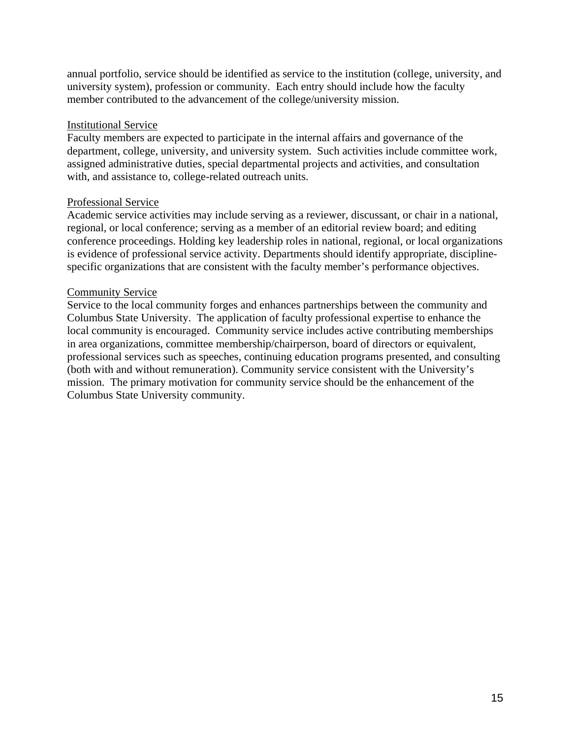annual portfolio, service should be identified as service to the institution (college, university, and university system), profession or community. Each entry should include how the faculty member contributed to the advancement of the college/university mission.

Institutional Service

Faculty members are expected to participate in the internal affairs and governance of the department, college, university, and university system. Such activities include committee work, assigned administrative duties, special departmental projects and activities, and consultation with, and assistance to, college-related outreach units.

Professional Service

Academic service activities may include serving as a reviewer, discussant, or chair in a national, regional, or local conference; serving as a member of an editorial review board; and editing conference proceedings. Holding key leadership roles in national, regional, or local organizations is evidence of professional service activity. Departments should identify appropriate, discipline-specific organizations that are consistent with the faculty member's performance objectives.

Community Service

Service to the local community forges and enhances partnerships between the community and Columbus State University. The application of faculty professional expertise to enhance the local community is encouraged. Community service includes active contributing memberships in area organizations, committee membership/chairperson, board of directors or equivalent, professional services such as speeches, continuing education programs presented, and consulting (both with and without remuneration). Community service consistent with the University's mission. The primary motivation for community service should be the enhancement of the Columbus State University community.